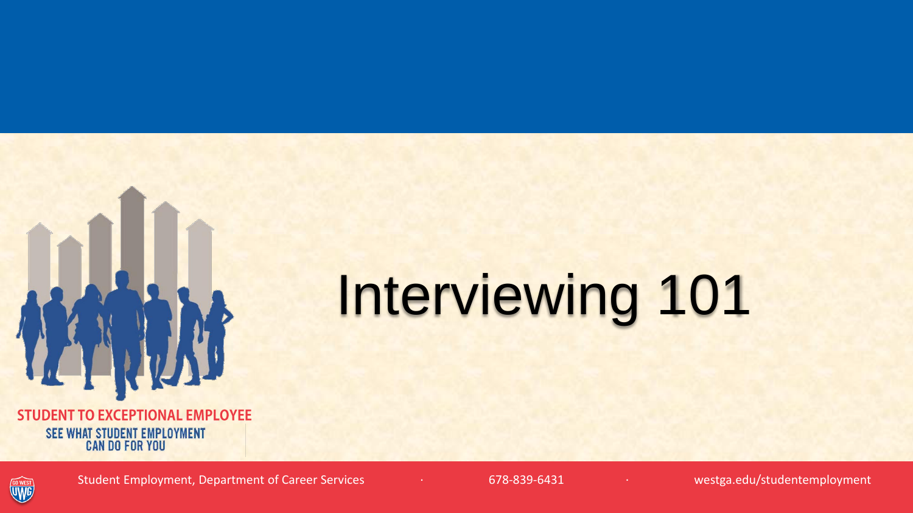# Interviewing 101

STUDENT TO EXCEPTIONAL EMPLOYEE

SEE WHAT STUDENT EMPLOYMENT CAN DO FOR YOU

Student Employment, Department of Career Services · 678-839-6431 · westga.edu/studentemployment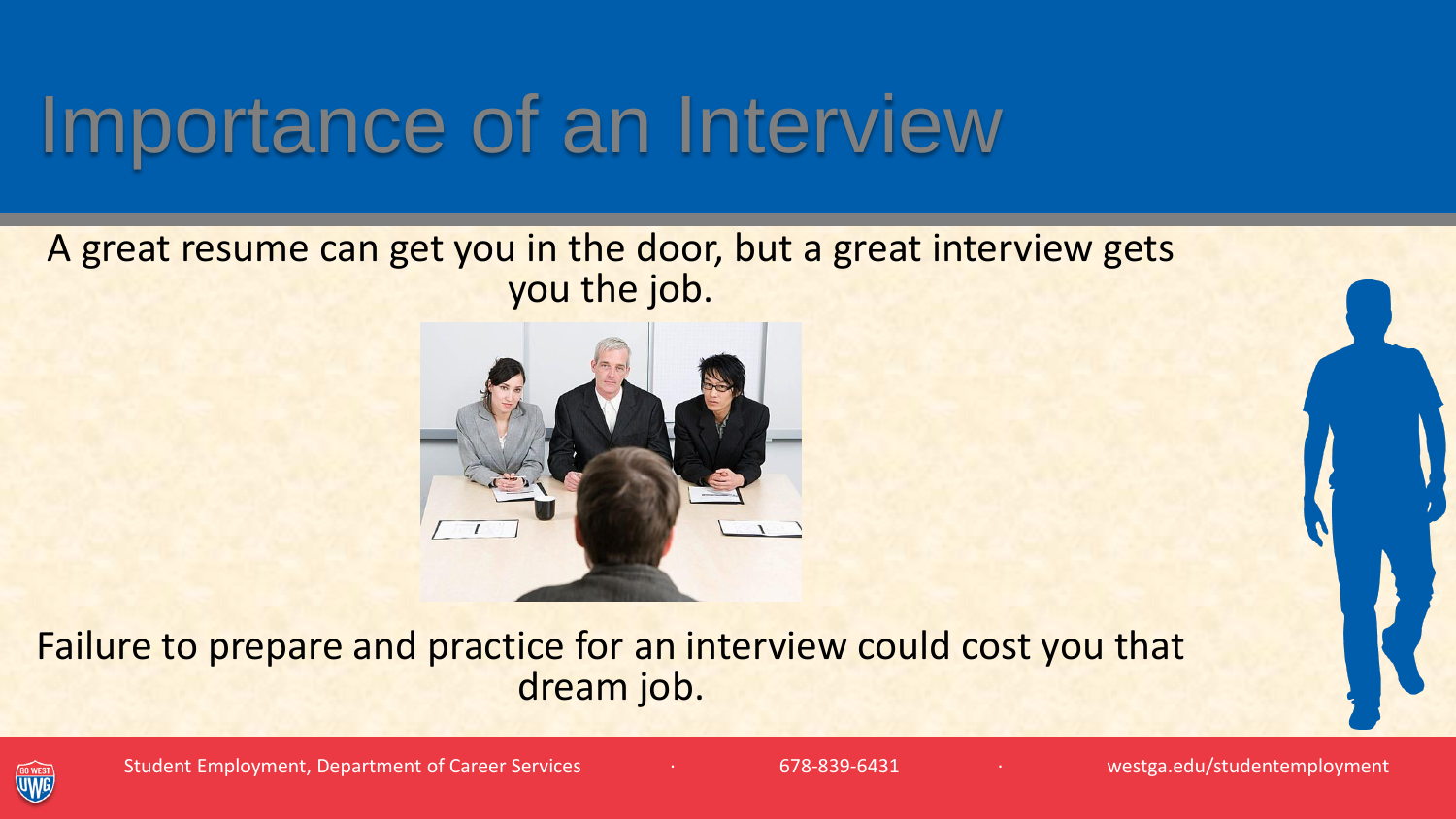# Importance of an Interview

A great resume can get you in the door, but a great interview gets you the job.

Failure to prepare and practice for an interview could cost you that dream job.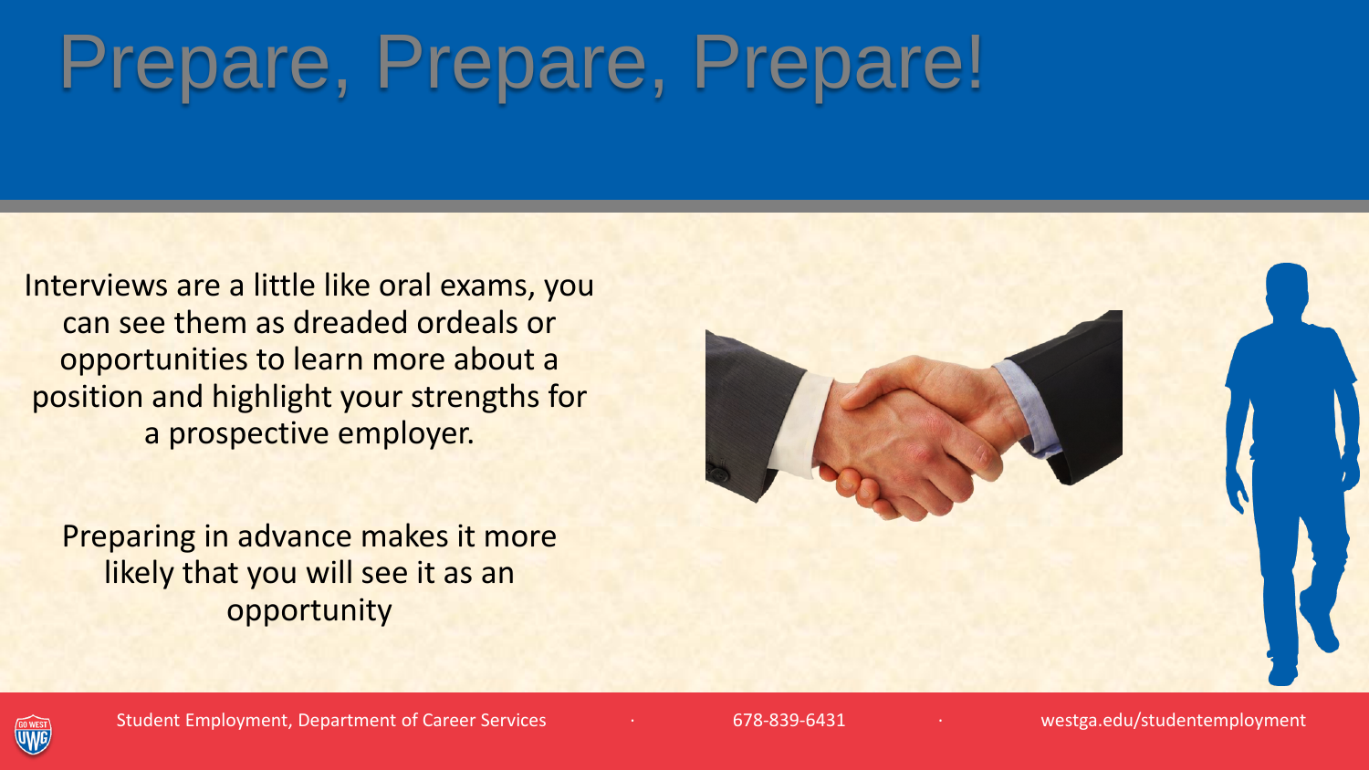# Prepare, Prepare, Prepare!

Interviews are a little like oral exams, you can see them as dreaded ordeals or opportunities to learn more about a position and highlight your strengths for a prospective employer.

Preparing in advance makes it more likely that you will see it as an opportunity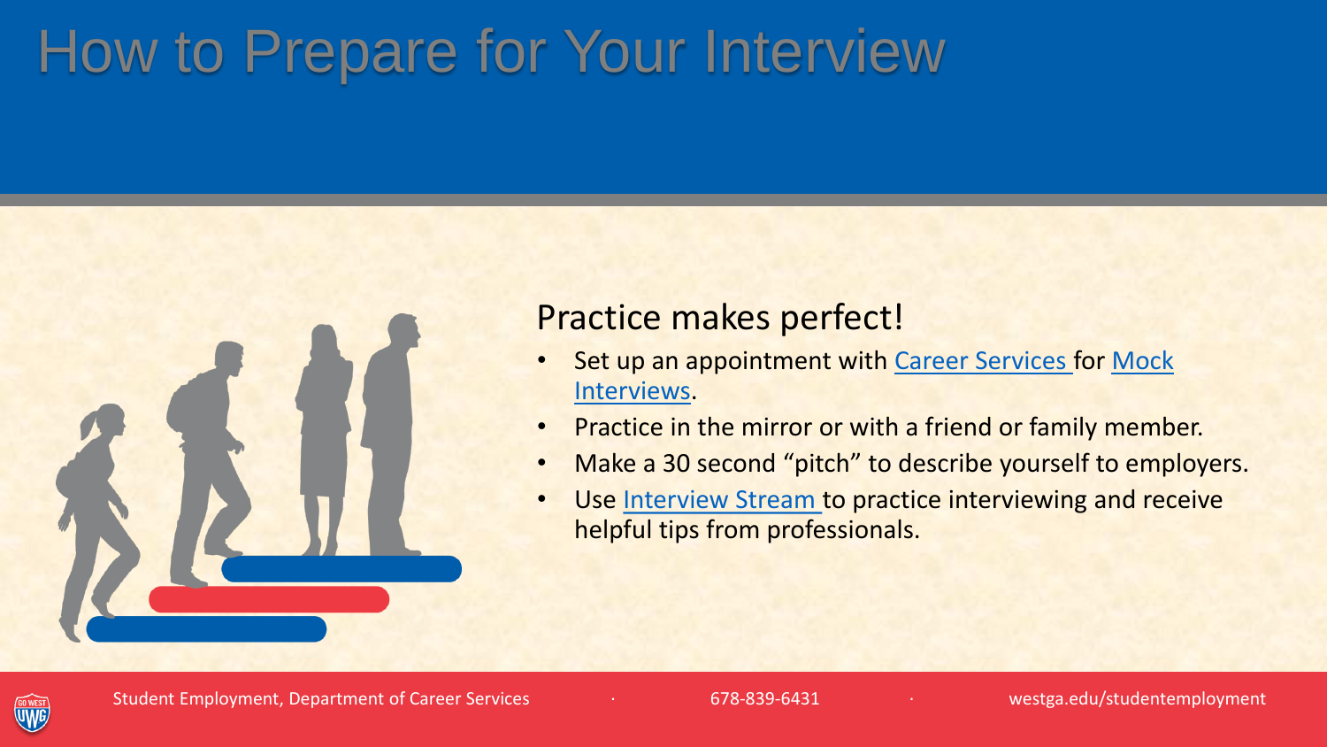# How to Prepare for Your Interview

## Practice makes perfect!

- Set up an appointment with Career Services for Mock Interviews.
- Practice in the mirror or with a friend or family member.
- Make a 30 second "pitch" to describe yourself to employers.
- Use Interview Stream to practice interviewing and receive helpful tips from professionals.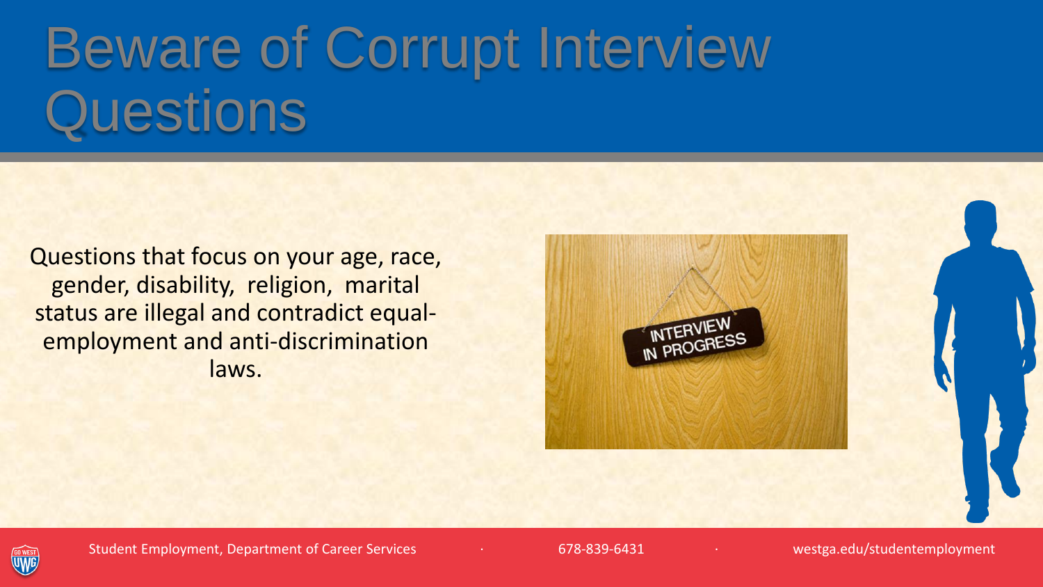# Beware of Corrupt Interview Questions

Questions that focus on your age, race, gender, disability, religion, marital status are illegal and contradict equal-employment and anti-discrimination laws.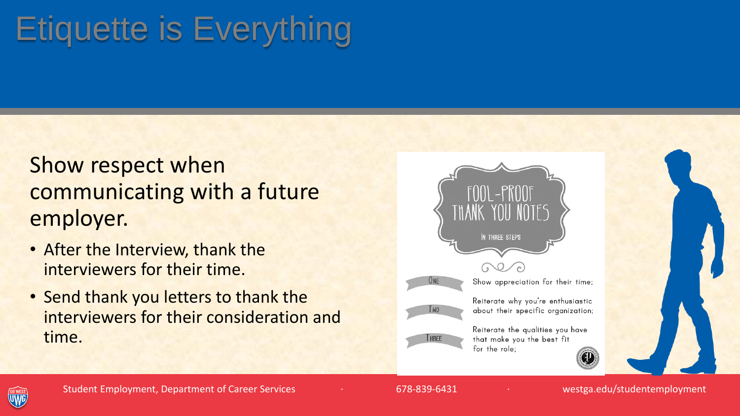# Etiquette is Everything

Show respect when communicating with a future employer.

- After the Interview, thank the interviewers for their time.
- Send thank you letters to thank the interviewers for their consideration and time.

FOOL-PROOF THANK YOU NOTES

IN THREE STEPS

ONE Show appreciation for their time;

TWO Reiterate why you're enthusiastic about their specific organization;

THREE Reiterate the qualities you have that make you the best fit for the role;

Student Employment, Department of Career Services · 678-839-6431 · westga.edu/studentemployment